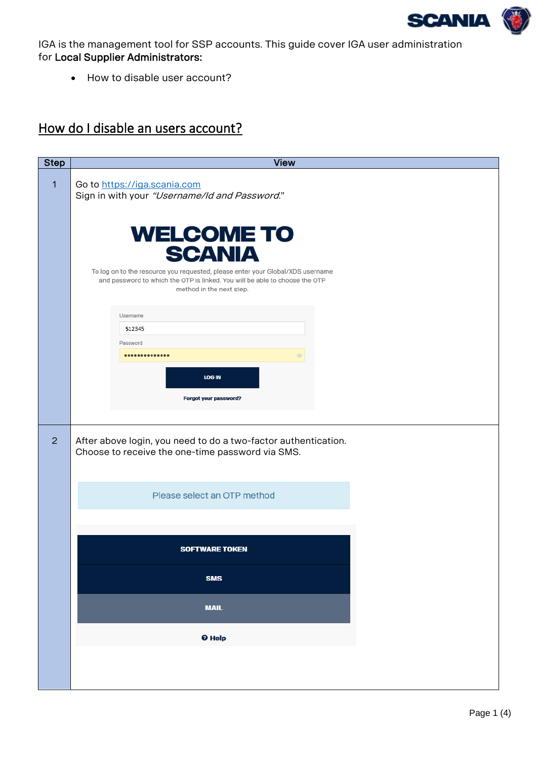IGA is the management tool for SSP accounts. This guide cover IGA user administration for **Local Supplier Administrators:**

- How to disable user account?

## How do I disable an users account?

| Step | View |
|---|---|
| 1 | Go to https://iga.scania.com<br>Sign in with your *"Username/Id and Password.*"<br><br>**WELCOME TO SCANIA**<br>To log on to the resource you requested, please enter your Global/XDS username and password to which the OTP is linked. You will be able to choose the OTP method in the next step.<br>Username: S12345<br>Password: ••••••••••••••<br>LOG IN<br>Forgot your password? |
| 2 | After above login, you need to do a two-factor authentication.<br>Choose to receive the one-time password via SMS.<br><br>Please select an OTP method<br>SOFTWARE TOKEN<br>SMS<br>MAIL<br>Help |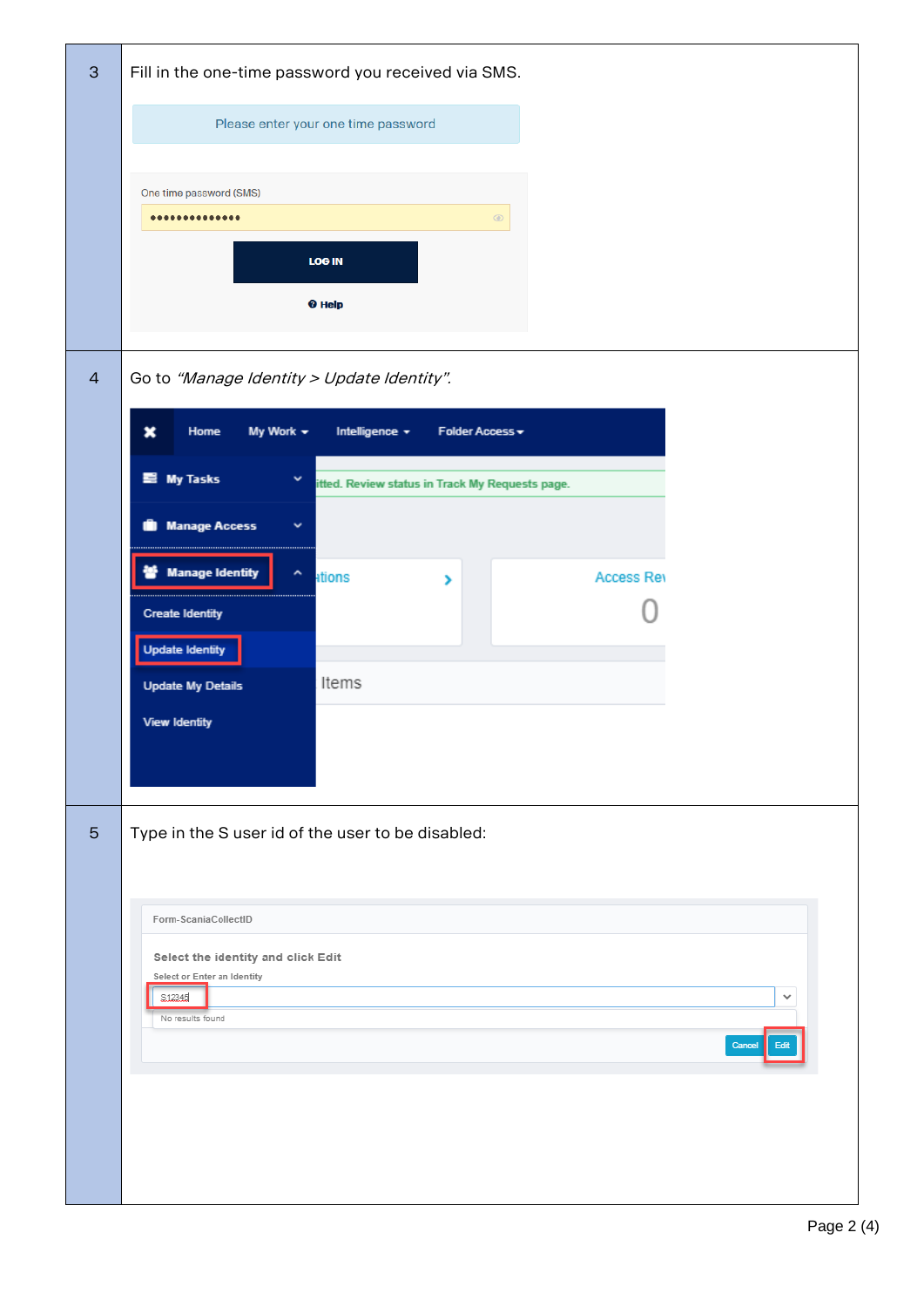| | |
|---|---|
| 3 | Fill in the one-time password you received via SMS. |
| 4 | Go to *"Manage Identity > Update Identity"*. |
| 5 | Type in the S user id of the user to be disabled: |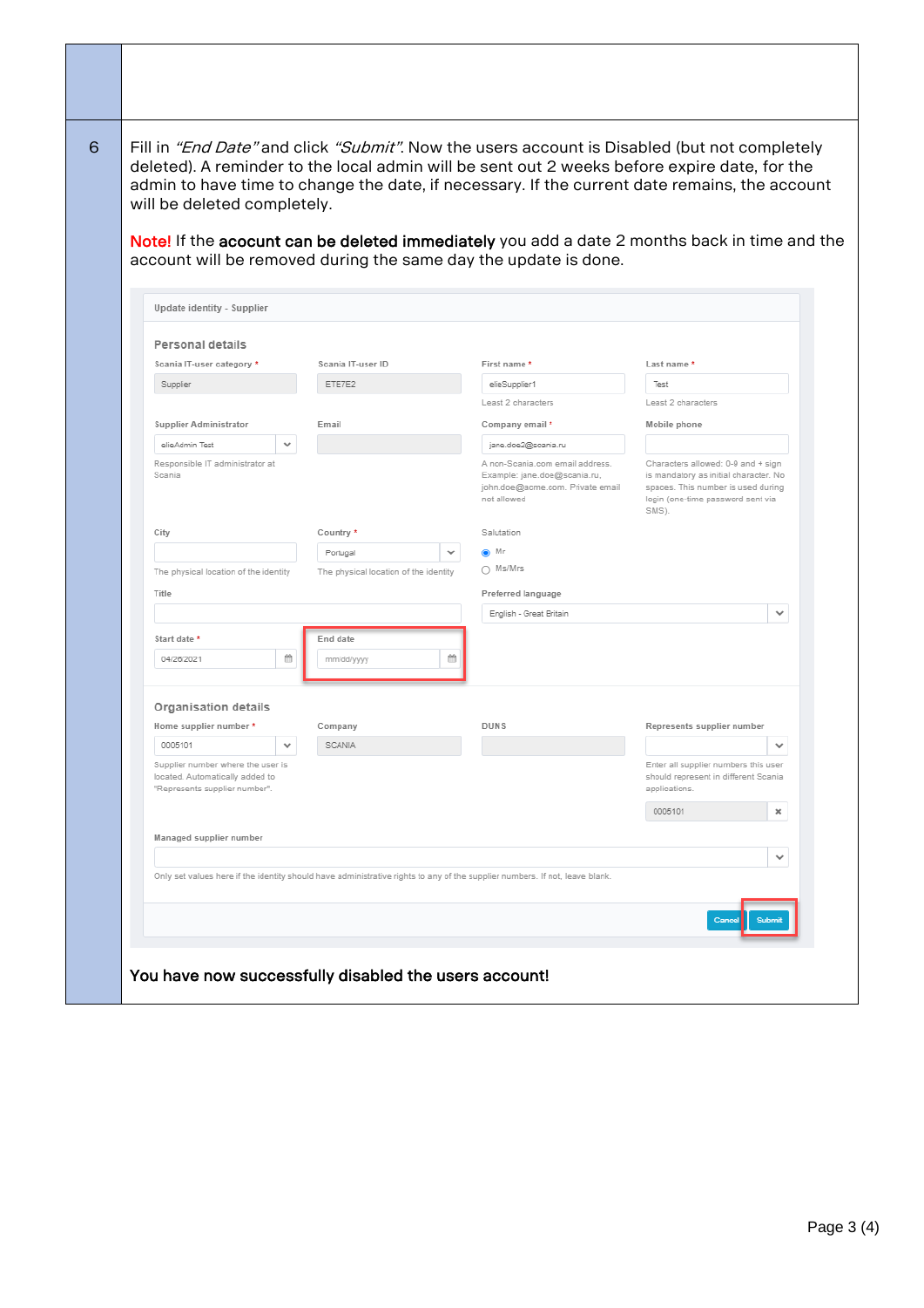**6**

Fill in *"End Date"* and click *"Submit"*. Now the users account is Disabled (but not completely deleted). A reminder to the local admin will be sent out 2 weeks before expire date, for the admin to have time to change the date, if necessary. If the current date remains, the account will be deleted completely.

**Note!** If the **acocunt can be deleted immediately** you add a date 2 months back in time and the account will be removed during the same day the update is done.

**You have now successfully disabled the users account!**